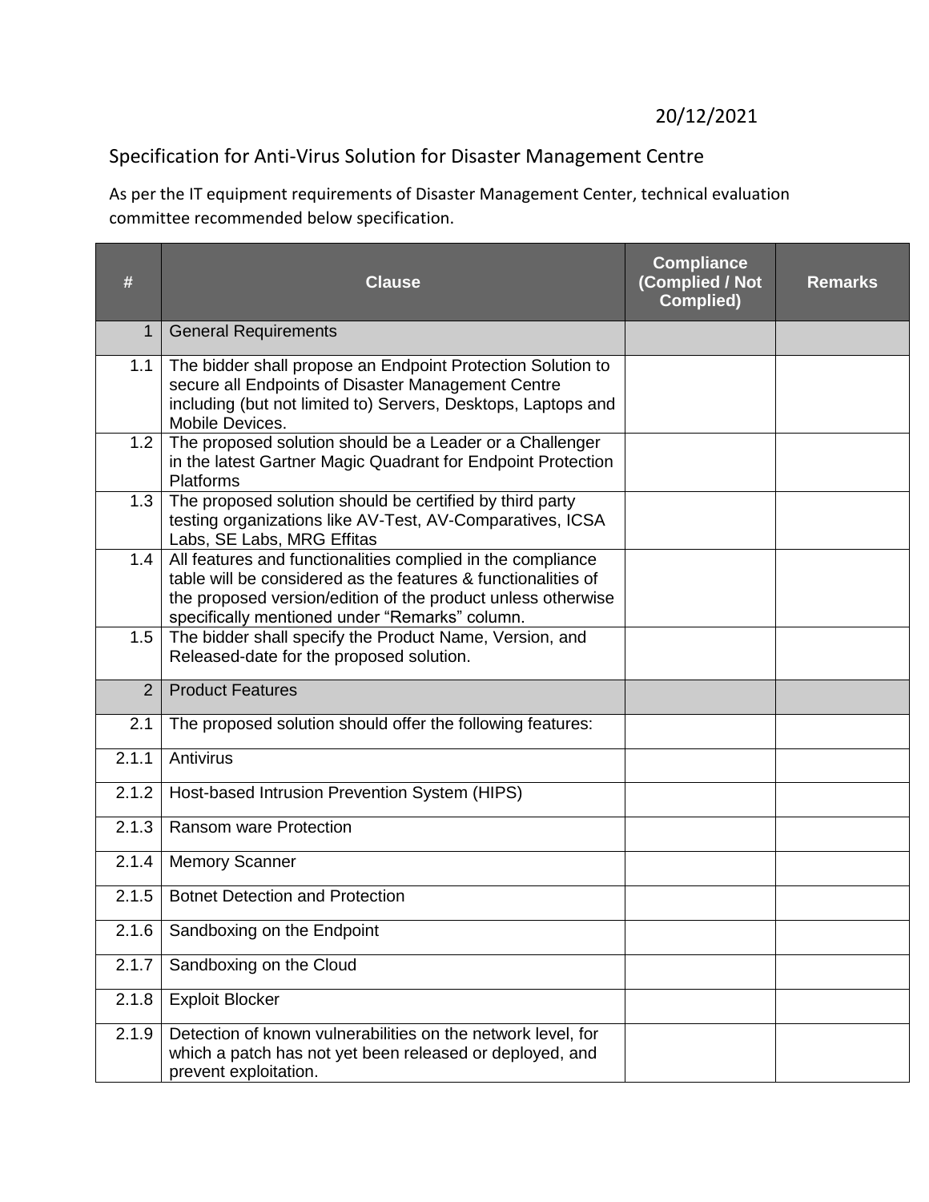20/12/2021

## Specification for Anti-Virus Solution for Disaster Management Centre

As per the IT equipment requirements of Disaster Management Center, technical evaluation committee recommended below specification.

| # | Clause | Compliance (Complied / Not Complied) | Remarks |
|---|---|---|---|
| 1 | General Requirements | | |
| 1.1 | The bidder shall propose an Endpoint Protection Solution to secure all Endpoints of Disaster Management Centre including (but not limited to) Servers, Desktops, Laptops and Mobile Devices. | | |
| 1.2 | The proposed solution should be a Leader or a Challenger in the latest Gartner Magic Quadrant for Endpoint Protection Platforms | | |
| 1.3 | The proposed solution should be certified by third party testing organizations like AV-Test, AV-Comparatives, ICSA Labs, SE Labs, MRG Effitas | | |
| 1.4 | All features and functionalities complied in the compliance table will be considered as the features & functionalities of the proposed version/edition of the product unless otherwise specifically mentioned under "Remarks" column. | | |
| 1.5 | The bidder shall specify the Product Name, Version, and Released-date for the proposed solution. | | |
| 2 | Product Features | | |
| 2.1 | The proposed solution should offer the following features: | | |
| 2.1.1 | Antivirus | | |
| 2.1.2 | Host-based Intrusion Prevention System (HIPS) | | |
| 2.1.3 | Ransom ware Protection | | |
| 2.1.4 | Memory Scanner | | |
| 2.1.5 | Botnet Detection and Protection | | |
| 2.1.6 | Sandboxing on the Endpoint | | |
| 2.1.7 | Sandboxing on the Cloud | | |
| 2.1.8 | Exploit Blocker | | |
| 2.1.9 | Detection of known vulnerabilities on the network level, for which a patch has not yet been released or deployed, and prevent exploitation. | | |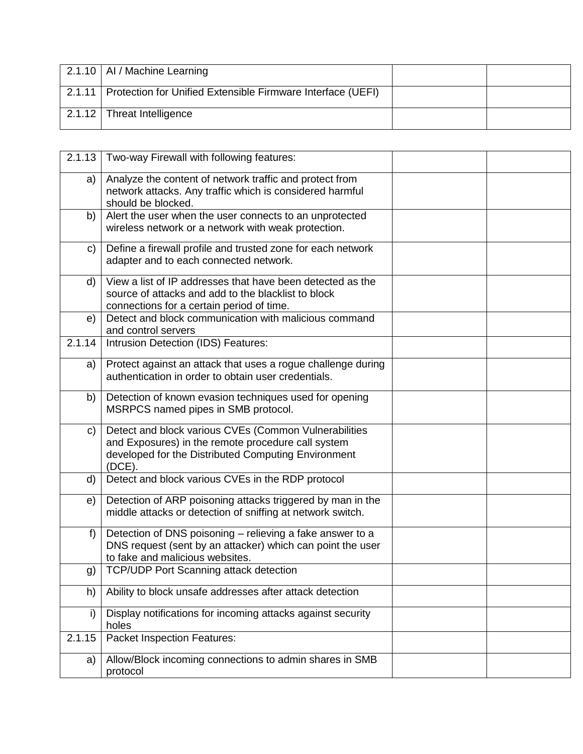| | | | |
|---|---|---|---|
| 2.1.10 | AI / Machine Learning | | |
| 2.1.11 | Protection for Unified Extensible Firmware Interface (UEFI) | | |
| 2.1.12 | Threat Intelligence | | |

| | | | |
|---|---|---|---|
| 2.1.13 | Two-way Firewall with following features: | | |
| a) | Analyze the content of network traffic and protect from network attacks. Any traffic which is considered harmful should be blocked. | | |
| b) | Alert the user when the user connects to an unprotected wireless network or a network with weak protection. | | |
| c) | Define a firewall profile and trusted zone for each network adapter and to each connected network. | | |
| d) | View a list of IP addresses that have been detected as the source of attacks and add to the blacklist to block connections for a certain period of time. | | |
| e) | Detect and block communication with malicious command and control servers | | |
| 2.1.14 | Intrusion Detection (IDS) Features: | | |
| a) | Protect against an attack that uses a rogue challenge during authentication in order to obtain user credentials. | | |
| b) | Detection of known evasion techniques used for opening MSRPCS named pipes in SMB protocol. | | |
| c) | Detect and block various CVEs (Common Vulnerabilities and Exposures) in the remote procedure call system developed for the Distributed Computing Environment (DCE). | | |
| d) | Detect and block various CVEs in the RDP protocol | | |
| e) | Detection of ARP poisoning attacks triggered by man in the middle attacks or detection of sniffing at network switch. | | |
| f) | Detection of DNS poisoning – relieving a fake answer to a DNS request (sent by an attacker) which can point the user to fake and malicious websites. | | |
| g) | TCP/UDP Port Scanning attack detection | | |
| h) | Ability to block unsafe addresses after attack detection | | |
| i) | Display notifications for incoming attacks against security holes | | |
| 2.1.15 | Packet Inspection Features: | | |
| a) | Allow/Block incoming connections to admin shares in SMB protocol | | |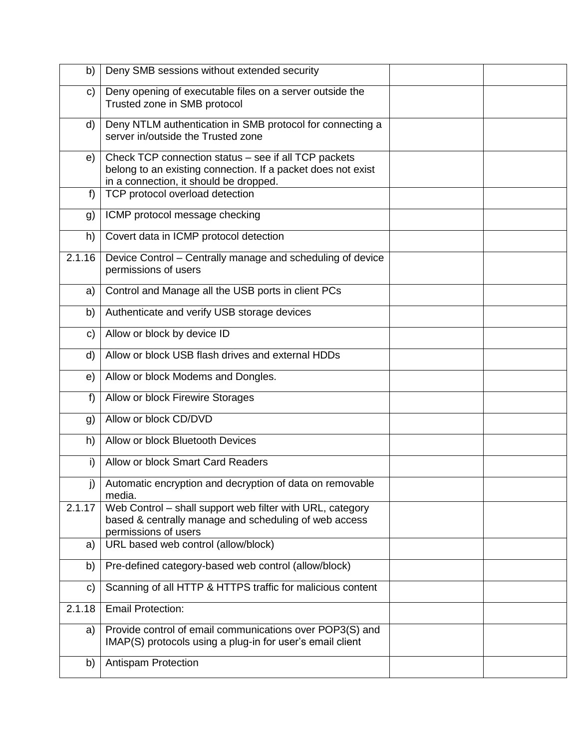| | | | |
|---|---|---|---|
| b) | Deny SMB sessions without extended security | | |
| c) | Deny opening of executable files on a server outside the Trusted zone in SMB protocol | | |
| d) | Deny NTLM authentication in SMB protocol for connecting a server in/outside the Trusted zone | | |
| e) | Check TCP connection status – see if all TCP packets belong to an existing connection. If a packet does not exist in a connection, it should be dropped. | | |
| f) | TCP protocol overload detection | | |
| g) | ICMP protocol message checking | | |
| h) | Covert data in ICMP protocol detection | | |
| 2.1.16 | Device Control – Centrally manage and scheduling of device permissions of users | | |
| a) | Control and Manage all the USB ports in client PCs | | |
| b) | Authenticate and verify USB storage devices | | |
| c) | Allow or block by device ID | | |
| d) | Allow or block USB flash drives and external HDDs | | |
| e) | Allow or block Modems and Dongles. | | |
| f) | Allow or block Firewire Storages | | |
| g) | Allow or block CD/DVD | | |
| h) | Allow or block Bluetooth Devices | | |
| i) | Allow or block Smart Card Readers | | |
| j) | Automatic encryption and decryption of data on removable media. | | |
| 2.1.17 | Web Control – shall support web filter with URL, category based & centrally manage and scheduling of web access permissions of users | | |
| a) | URL based web control (allow/block) | | |
| b) | Pre-defined category-based web control (allow/block) | | |
| c) | Scanning of all HTTP & HTTPS traffic for malicious content | | |
| 2.1.18 | Email Protection: | | |
| a) | Provide control of email communications over POP3(S) and IMAP(S) protocols using a plug-in for user's email client | | |
| b) | Antispam Protection | | |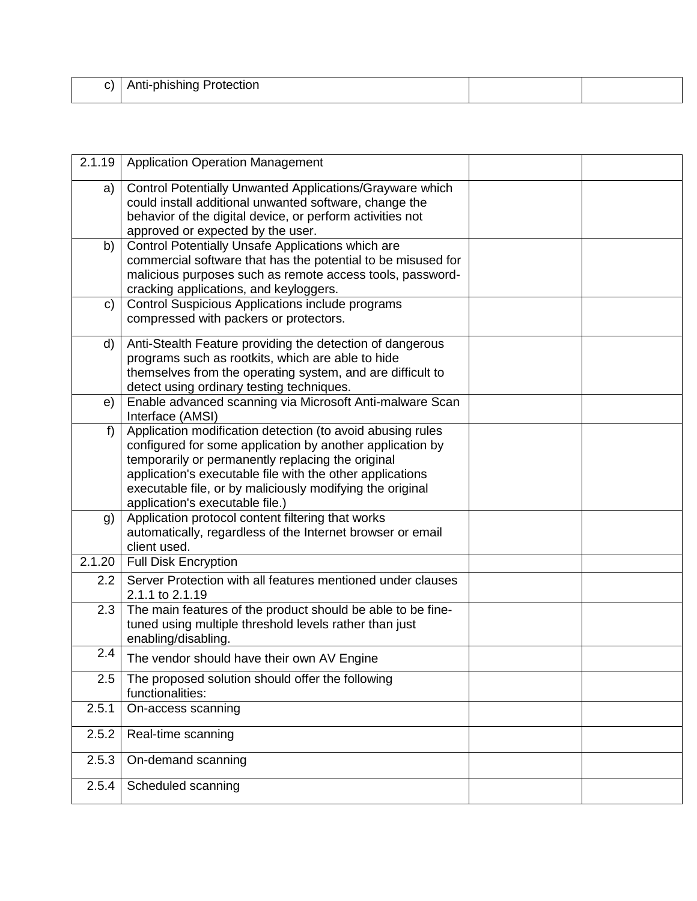| | | | |
|---|---|---|---|
| c) | Anti-phishing Protection | | |

| | | | |
|---|---|---|---|
| 2.1.19 | Application Operation Management | | |
| a) | Control Potentially Unwanted Applications/Grayware which could install additional unwanted software, change the behavior of the digital device, or perform activities not approved or expected by the user. | | |
| b) | Control Potentially Unsafe Applications which are commercial software that has the potential to be misused for malicious purposes such as remote access tools, password-cracking applications, and keyloggers. | | |
| c) | Control Suspicious Applications include programs compressed with packers or protectors. | | |
| d) | Anti-Stealth Feature providing the detection of dangerous programs such as rootkits, which are able to hide themselves from the operating system, and are difficult to detect using ordinary testing techniques. | | |
| e) | Enable advanced scanning via Microsoft Anti-malware Scan Interface (AMSI) | | |
| f) | Application modification detection (to avoid abusing rules configured for some application by another application by temporarily or permanently replacing the original application's executable file with the other applications executable file, or by maliciously modifying the original application's executable file.) | | |
| g) | Application protocol content filtering that works automatically, regardless of the Internet browser or email client used. | | |
| 2.1.20 | Full Disk Encryption | | |
| 2.2 | Server Protection with all features mentioned under clauses 2.1.1 to 2.1.19 | | |
| 2.3 | The main features of the product should be able to be fine-tuned using multiple threshold levels rather than just enabling/disabling. | | |
| 2.4 | The vendor should have their own AV Engine | | |
| 2.5 | The proposed solution should offer the following functionalities: | | |
| 2.5.1 | On-access scanning | | |
| 2.5.2 | Real-time scanning | | |
| 2.5.3 | On-demand scanning | | |
| 2.5.4 | Scheduled scanning | | |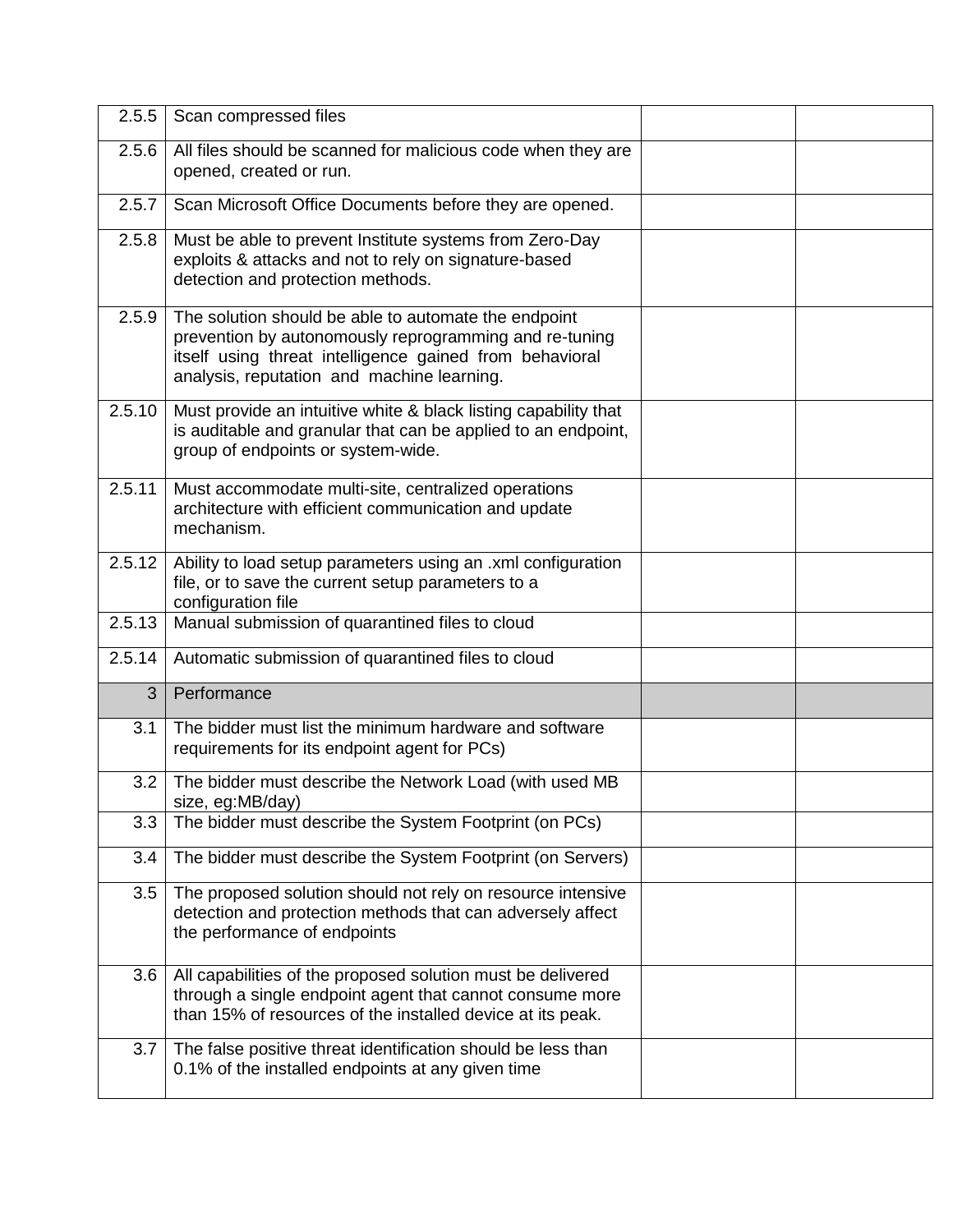| | | | |
|---|---|---|---|
| 2.5.5 | Scan compressed files | | |
| 2.5.6 | All files should be scanned for malicious code when they are opened, created or run. | | |
| 2.5.7 | Scan Microsoft Office Documents before they are opened. | | |
| 2.5.8 | Must be able to prevent Institute systems from Zero-Day exploits & attacks and not to rely on signature-based detection and protection methods. | | |
| 2.5.9 | The solution should be able to automate the endpoint prevention by autonomously reprogramming and re-tuning itself using threat intelligence gained from behavioral analysis, reputation and machine learning. | | |
| 2.5.10 | Must provide an intuitive white & black listing capability that is auditable and granular that can be applied to an endpoint, group of endpoints or system-wide. | | |
| 2.5.11 | Must accommodate multi-site, centralized operations architecture with efficient communication and update mechanism. | | |
| 2.5.12 | Ability to load setup parameters using an .xml configuration file, or to save the current setup parameters to a configuration file | | |
| 2.5.13 | Manual submission of quarantined files to cloud | | |
| 2.5.14 | Automatic submission of quarantined files to cloud | | |
| 3 | Performance | | |
| 3.1 | The bidder must list the minimum hardware and software requirements for its endpoint agent for PCs) | | |
| 3.2 | The bidder must describe the Network Load (with used MB size, eg:MB/day) | | |
| 3.3 | The bidder must describe the System Footprint (on PCs) | | |
| 3.4 | The bidder must describe the System Footprint (on Servers) | | |
| 3.5 | The proposed solution should not rely on resource intensive detection and protection methods that can adversely affect the performance of endpoints | | |
| 3.6 | All capabilities of the proposed solution must be delivered through a single endpoint agent that cannot consume more than 15% of resources of the installed device at its peak. | | |
| 3.7 | The false positive threat identification should be less than 0.1% of the installed endpoints at any given time | | |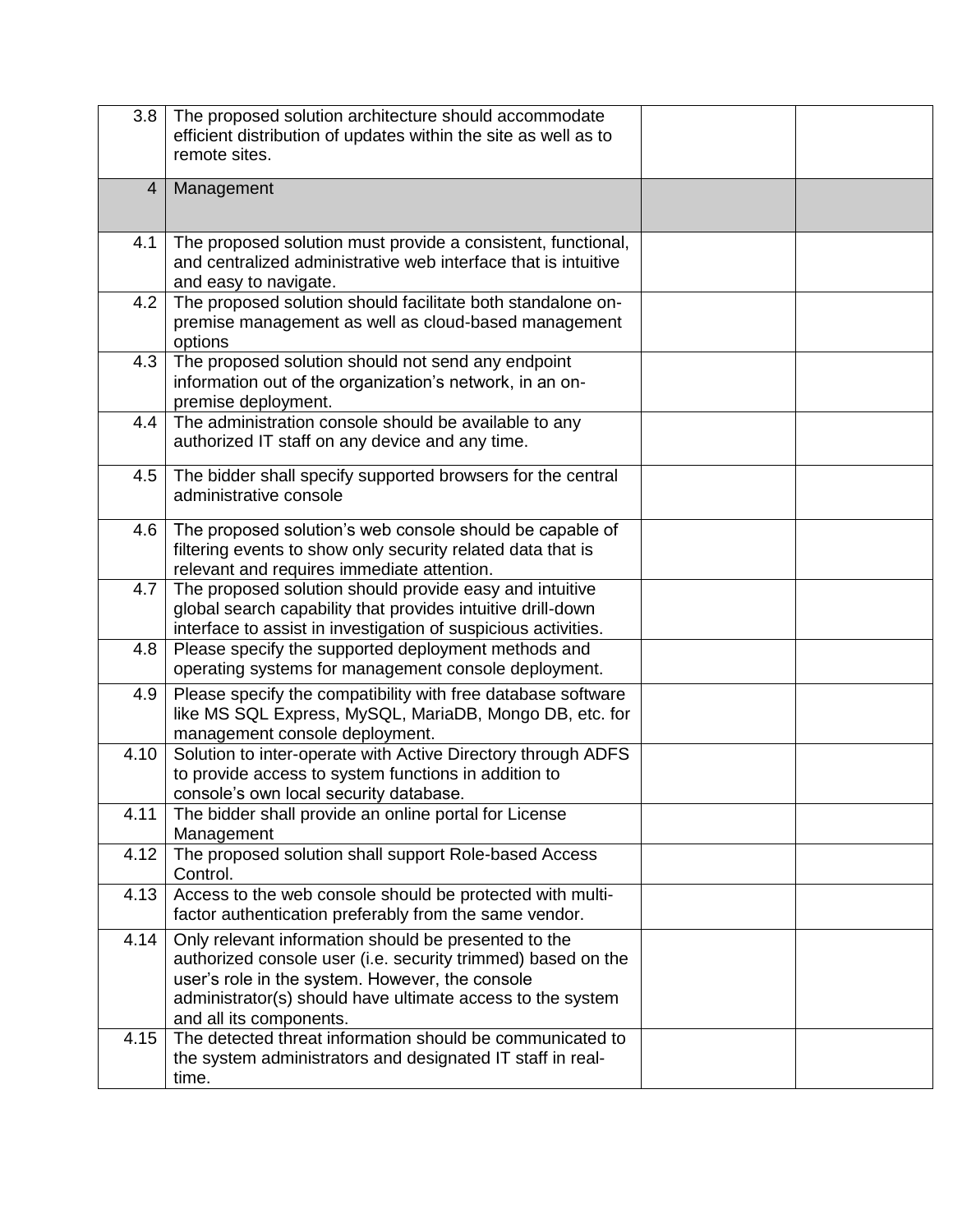| | | | |
|---|---|---|---|
| 3.8 | The proposed solution architecture should accommodate efficient distribution of updates within the site as well as to remote sites. | | |
| 4 | Management | | |
| 4.1 | The proposed solution must provide a consistent, functional, and centralized administrative web interface that is intuitive and easy to navigate. | | |
| 4.2 | The proposed solution should facilitate both standalone on-premise management as well as cloud-based management options | | |
| 4.3 | The proposed solution should not send any endpoint information out of the organization's network, in an on-premise deployment. | | |
| 4.4 | The administration console should be available to any authorized IT staff on any device and any time. | | |
| 4.5 | The bidder shall specify supported browsers for the central administrative console | | |
| 4.6 | The proposed solution's web console should be capable of filtering events to show only security related data that is relevant and requires immediate attention. | | |
| 4.7 | The proposed solution should provide easy and intuitive global search capability that provides intuitive drill-down interface to assist in investigation of suspicious activities. | | |
| 4.8 | Please specify the supported deployment methods and operating systems for management console deployment. | | |
| 4.9 | Please specify the compatibility with free database software like MS SQL Express, MySQL, MariaDB, Mongo DB, etc. for management console deployment. | | |
| 4.10 | Solution to inter-operate with Active Directory through ADFS to provide access to system functions in addition to console's own local security database. | | |
| 4.11 | The bidder shall provide an online portal for License Management | | |
| 4.12 | The proposed solution shall support Role-based Access Control. | | |
| 4.13 | Access to the web console should be protected with multi-factor authentication preferably from the same vendor. | | |
| 4.14 | Only relevant information should be presented to the authorized console user (i.e. security trimmed) based on the user's role in the system. However, the console administrator(s) should have ultimate access to the system and all its components. | | |
| 4.15 | The detected threat information should be communicated to the system administrators and designated IT staff in real-time. | | |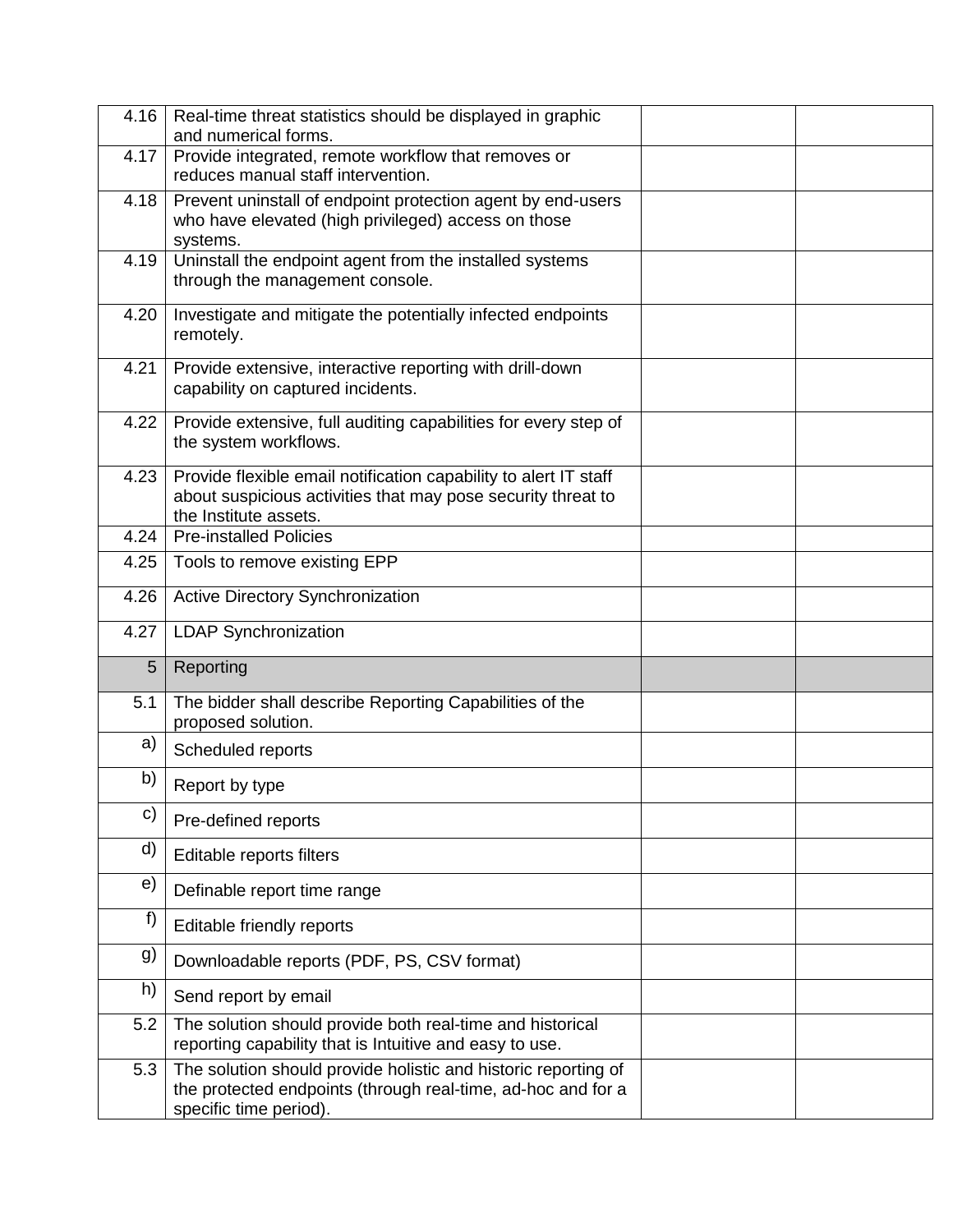| | | | |
|---|---|---|---|
| 4.16 | Real-time threat statistics should be displayed in graphic and numerical forms. | | |
| 4.17 | Provide integrated, remote workflow that removes or reduces manual staff intervention. | | |
| 4.18 | Prevent uninstall of endpoint protection agent by end-users who have elevated (high privileged) access on those systems. | | |
| 4.19 | Uninstall the endpoint agent from the installed systems through the management console. | | |
| 4.20 | Investigate and mitigate the potentially infected endpoints remotely. | | |
| 4.21 | Provide extensive, interactive reporting with drill-down capability on captured incidents. | | |
| 4.22 | Provide extensive, full auditing capabilities for every step of the system workflows. | | |
| 4.23 | Provide flexible email notification capability to alert IT staff about suspicious activities that may pose security threat to the Institute assets. | | |
| 4.24 | Pre-installed Policies | | |
| 4.25 | Tools to remove existing EPP | | |
| 4.26 | Active Directory Synchronization | | |
| 4.27 | LDAP Synchronization | | |
| 5 | Reporting | | |
| 5.1 | The bidder shall describe Reporting Capabilities of the proposed solution. | | |
| a) | Scheduled reports | | |
| b) | Report by type | | |
| c) | Pre-defined reports | | |
| d) | Editable reports filters | | |
| e) | Definable report time range | | |
| f) | Editable friendly reports | | |
| g) | Downloadable reports (PDF, PS, CSV format) | | |
| h) | Send report by email | | |
| 5.2 | The solution should provide both real-time and historical reporting capability that is Intuitive and easy to use. | | |
| 5.3 | The solution should provide holistic and historic reporting of the protected endpoints (through real-time, ad-hoc and for a specific time period). | | |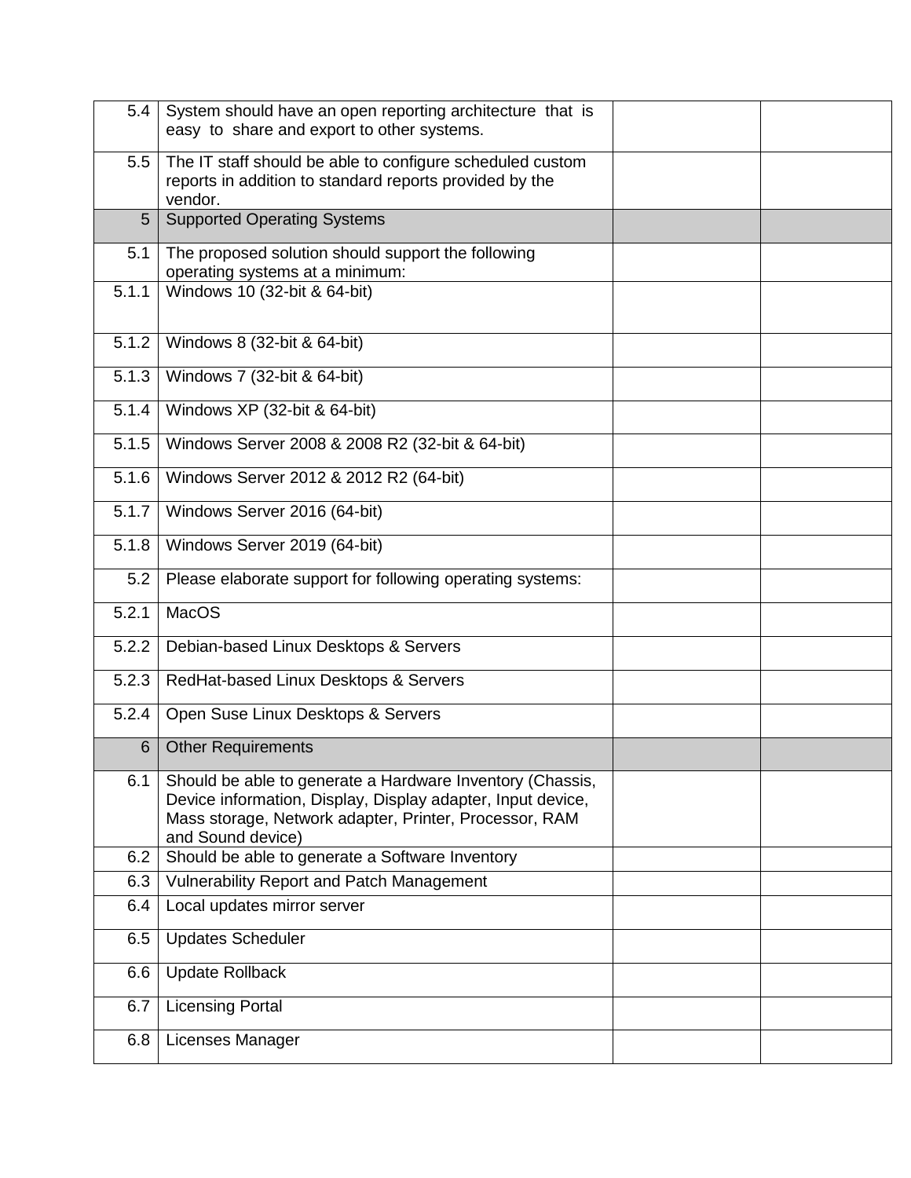| | | | |
|---|---|---|---|
| 5.4 | System should have an open reporting architecture that is easy to share and export to other systems. | | |
| 5.5 | The IT staff should be able to configure scheduled custom reports in addition to standard reports provided by the vendor. | | |
| 5 | Supported Operating Systems | | |
| 5.1 | The proposed solution should support the following operating systems at a minimum: | | |
| 5.1.1 | Windows 10 (32-bit & 64-bit) | | |
| 5.1.2 | Windows 8 (32-bit & 64-bit) | | |
| 5.1.3 | Windows 7 (32-bit & 64-bit) | | |
| 5.1.4 | Windows XP (32-bit & 64-bit) | | |
| 5.1.5 | Windows Server 2008 & 2008 R2 (32-bit & 64-bit) | | |
| 5.1.6 | Windows Server 2012 & 2012 R2 (64-bit) | | |
| 5.1.7 | Windows Server 2016 (64-bit) | | |
| 5.1.8 | Windows Server 2019 (64-bit) | | |
| 5.2 | Please elaborate support for following operating systems: | | |
| 5.2.1 | MacOS | | |
| 5.2.2 | Debian-based Linux Desktops & Servers | | |
| 5.2.3 | RedHat-based Linux Desktops & Servers | | |
| 5.2.4 | Open Suse Linux Desktops & Servers | | |
| 6 | Other Requirements | | |
| 6.1 | Should be able to generate a Hardware Inventory (Chassis, Device information, Display, Display adapter, Input device, Mass storage, Network adapter, Printer, Processor, RAM and Sound device) | | |
| 6.2 | Should be able to generate a Software Inventory | | |
| 6.3 | Vulnerability Report and Patch Management | | |
| 6.4 | Local updates mirror server | | |
| 6.5 | Updates Scheduler | | |
| 6.6 | Update Rollback | | |
| 6.7 | Licensing Portal | | |
| 6.8 | Licenses Manager | | |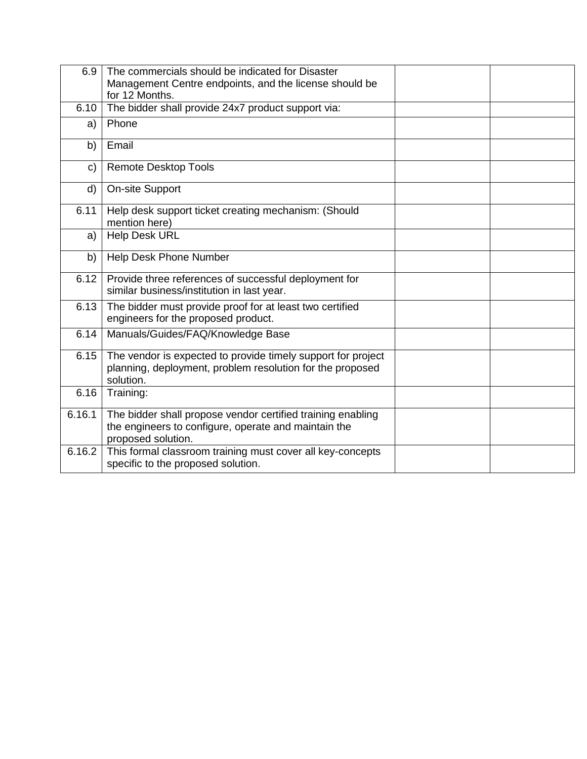| | | | |
|---|---|---|---|
| 6.9 | The commercials should be indicated for Disaster Management Centre endpoints, and the license should be for 12 Months. | | |
| 6.10 | The bidder shall provide 24x7 product support via: | | |
| a) | Phone | | |
| b) | Email | | |
| c) | Remote Desktop Tools | | |
| d) | On-site Support | | |
| 6.11 | Help desk support ticket creating mechanism: (Should mention here) | | |
| a) | Help Desk URL | | |
| b) | Help Desk Phone Number | | |
| 6.12 | Provide three references of successful deployment for similar business/institution in last year. | | |
| 6.13 | The bidder must provide proof for at least two certified engineers for the proposed product. | | |
| 6.14 | Manuals/Guides/FAQ/Knowledge Base | | |
| 6.15 | The vendor is expected to provide timely support for project planning, deployment, problem resolution for the proposed solution. | | |
| 6.16 | Training: | | |
| 6.16.1 | The bidder shall propose vendor certified training enabling the engineers to configure, operate and maintain the proposed solution. | | |
| 6.16.2 | This formal classroom training must cover all key-concepts specific to the proposed solution. | | |